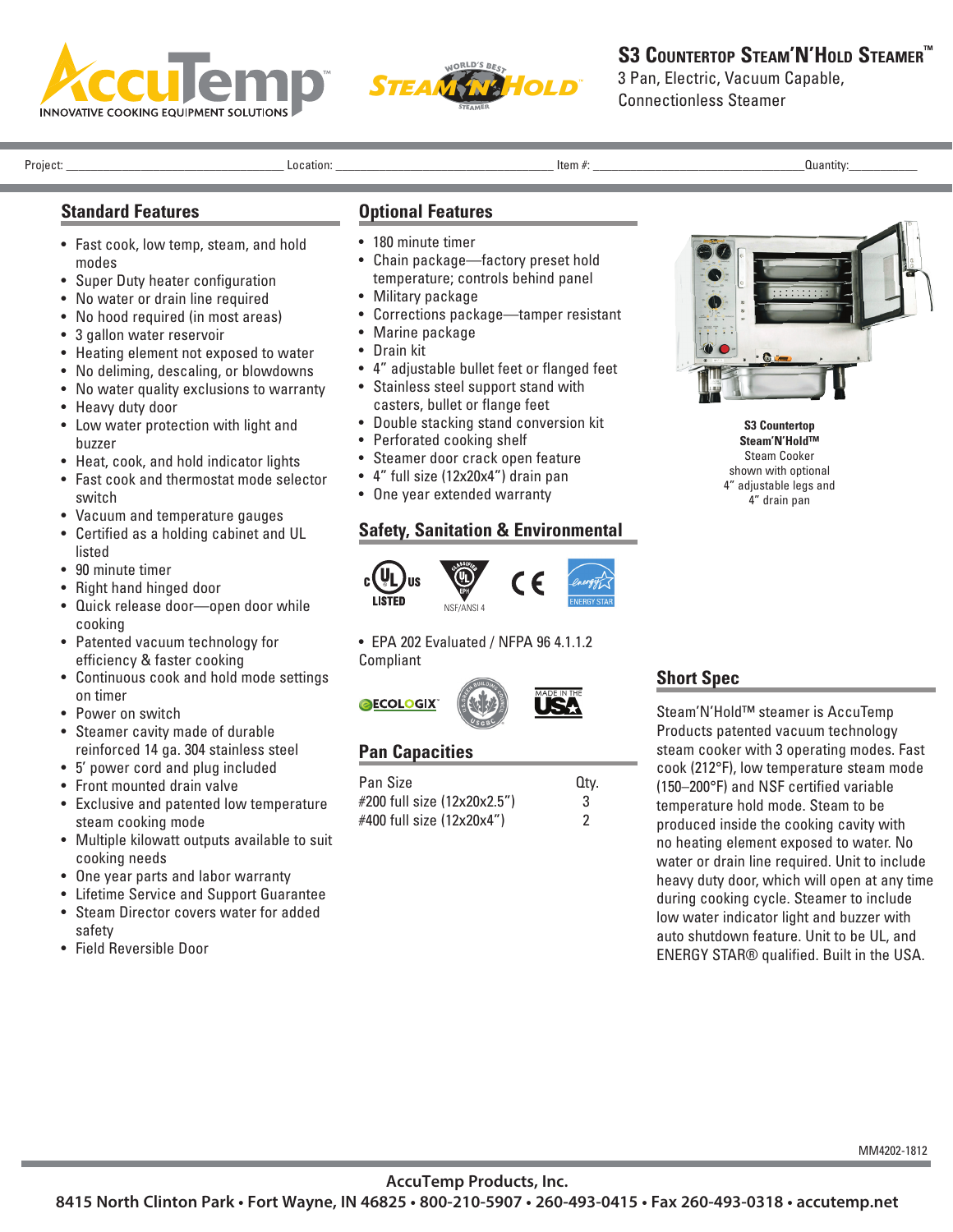# S3 Countertop Steam'N'Hold Steamer™

3 Pan, Electric, Vacuum Capable, Connectionless Steamer

Project: ______________________ Location: ______________________ Item #: ______________________ Quantity: __________

## Standard Features

- Fast cook, low temp, steam, and hold modes
- Super Duty heater configuration
- No water or drain line required
- No hood required (in most areas)
- 3 gallon water reservoir
- Heating element not exposed to water
- No deliming, descaling, or blowdowns
- No water quality exclusions to warranty
- Heavy duty door
- Low water protection with light and buzzer
- Heat, cook, and hold indicator lights
- Fast cook and thermostat mode selector switch
- Vacuum and temperature gauges
- Certified as a holding cabinet and UL listed
- 90 minute timer
- Right hand hinged door
- Quick release door—open door while cooking
- Patented vacuum technology for efficiency & faster cooking
- Continuous cook and hold mode settings on timer
- Power on switch
- Steamer cavity made of durable reinforced 14 ga. 304 stainless steel
- 5' power cord and plug included
- Front mounted drain valve
- Exclusive and patented low temperature steam cooking mode
- Multiple kilowatt outputs available to suit cooking needs
- One year parts and labor warranty
- Lifetime Service and Support Guarantee
- Steam Director covers water for added safety
- Field Reversible Door

## Optional Features

- 180 minute timer
- Chain package—factory preset hold temperature; controls behind panel
- Military package
- Corrections package—tamper resistant
- Marine package
- Drain kit
- 4" adjustable bullet feet or flanged feet
- Stainless steel support stand with casters, bullet or flange feet
- Double stacking stand conversion kit
- Perforated cooking shelf
- Steamer door crack open feature
- 4" full size (12x20x4") drain pan
- One year extended warranty

## Safety, Sanitation & Environmental

c UL us LISTED · NSF/ANSI 4 · CE · ENERGY STAR

- EPA 202 Evaluated / NFPA 96 4.1.1.2 Compliant

ECOLOGIX · USGBC · MADE IN THE USA

## Pan Capacities

| Pan Size | Qty. |
|---|---|
| #200 full size (12x20x2.5") | 3 |
| #400 full size (12x20x4") | 2 |

**S3 Countertop Steam'N'Hold™** Steam Cooker shown with optional 4" adjustable legs and 4" drain pan

## Short Spec

Steam'N'Hold™ steamer is AccuTemp Products patented vacuum technology steam cooker with 3 operating modes. Fast cook (212°F), low temperature steam mode (150–200°F) and NSF certified variable temperature hold mode. Steam to be produced inside the cooking cavity with no heating element exposed to water. No water or drain line required. Unit to include heavy duty door, which will open at any time during cooking cycle. Steamer to include low water indicator light and buzzer with auto shutdown feature. Unit to be UL, and ENERGY STAR® qualified. Built in the USA.

MM4202-1812

AccuTemp Products, Inc.
8415 North Clinton Park • Fort Wayne, IN 46825 • 800-210-5907 • 260-493-0415 • Fax 260-493-0318 • accutemp.net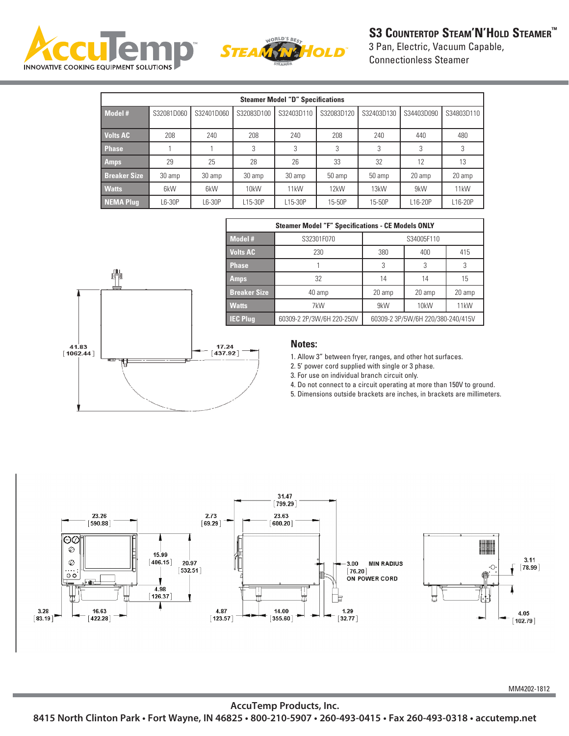# S3 Countertop Steam'N'Hold Steamer™

3 Pan, Electric, Vacuum Capable, Connectionless Steamer

| Steamer Model "D" Specifications | | | | | | | | |
|---|---|---|---|---|---|---|---|---|
| **Model #** | S32081D060 | S32401D060 | S32083D100 | S32403D110 | S32083D120 | S32403D130 | S34403D090 | S34803D110 |
| **Volts AC** | 208 | 240 | 208 | 240 | 208 | 240 | 440 | 480 |
| **Phase** | 1 | 1 | 3 | 3 | 3 | 3 | 3 | 3 |
| **Amps** | 29 | 25 | 28 | 26 | 33 | 32 | 12 | 13 |
| **Breaker Size** | 30 amp | 30 amp | 30 amp | 30 amp | 50 amp | 50 amp | 20 amp | 20 amp |
| **Watts** | 6kW | 6kW | 10kW | 11kW | 12kW | 13kW | 9kW | 11kW |
| **NEMA Plug** | L6-30P | L6-30P | L15-30P | L15-30P | 15-50P | 15-50P | L16-20P | L16-20P |

| Steamer Model "F" Specifications - CE Models ONLY | | | | |
|---|---|---|---|---|
| **Model #** | S32301F070 | S34005F110 | | |
| **Volts AC** | 230 | 380 | 400 | 415 |
| **Phase** | 1 | 3 | 3 | 3 |
| **Amps** | 32 | 14 | 14 | 15 |
| **Breaker Size** | 40 amp | 20 amp | 20 amp | 20 amp |
| **Watts** | 7kW | 9kW | 10kW | 11kW |
| **IEC Plug** | 60309-2 2P/3W/6H 220-250V | 60309-2 3P/5W/6H 220/380-240/415V | | |

41.83 [1062.44]

17.24 [437.92]

## Notes:

1. Allow 3" between fryer, ranges, and other hot surfaces.
2. 5' power cord supplied with single or 3 phase.
3. For use on individual branch circuit only.
4. Do not connect to a circuit operating at more than 150V to ground.
5. Dimensions outside brackets are inches, in brackets are millimeters.

23.26 [590.88]

15.99 [406.15]

20.97 [532.51]

4.98 [126.37]

3.28 [83.19]

16.63 [422.28]

2.73 [69.29]

31.47 [799.29]

23.63 [600.20]

3.00 [76.20] MIN RADIUS ON POWER CORD

4.87 [123.57]

14.00 [355.60]

1.29 [32.77]

3.11 [78.99]

4.05 [102.79]

MM4202-1812

AccuTemp Products, Inc.

8415 North Clinton Park • Fort Wayne, IN 46825 • 800-210-5907 • 260-493-0415 • Fax 260-493-0318 • accutemp.net